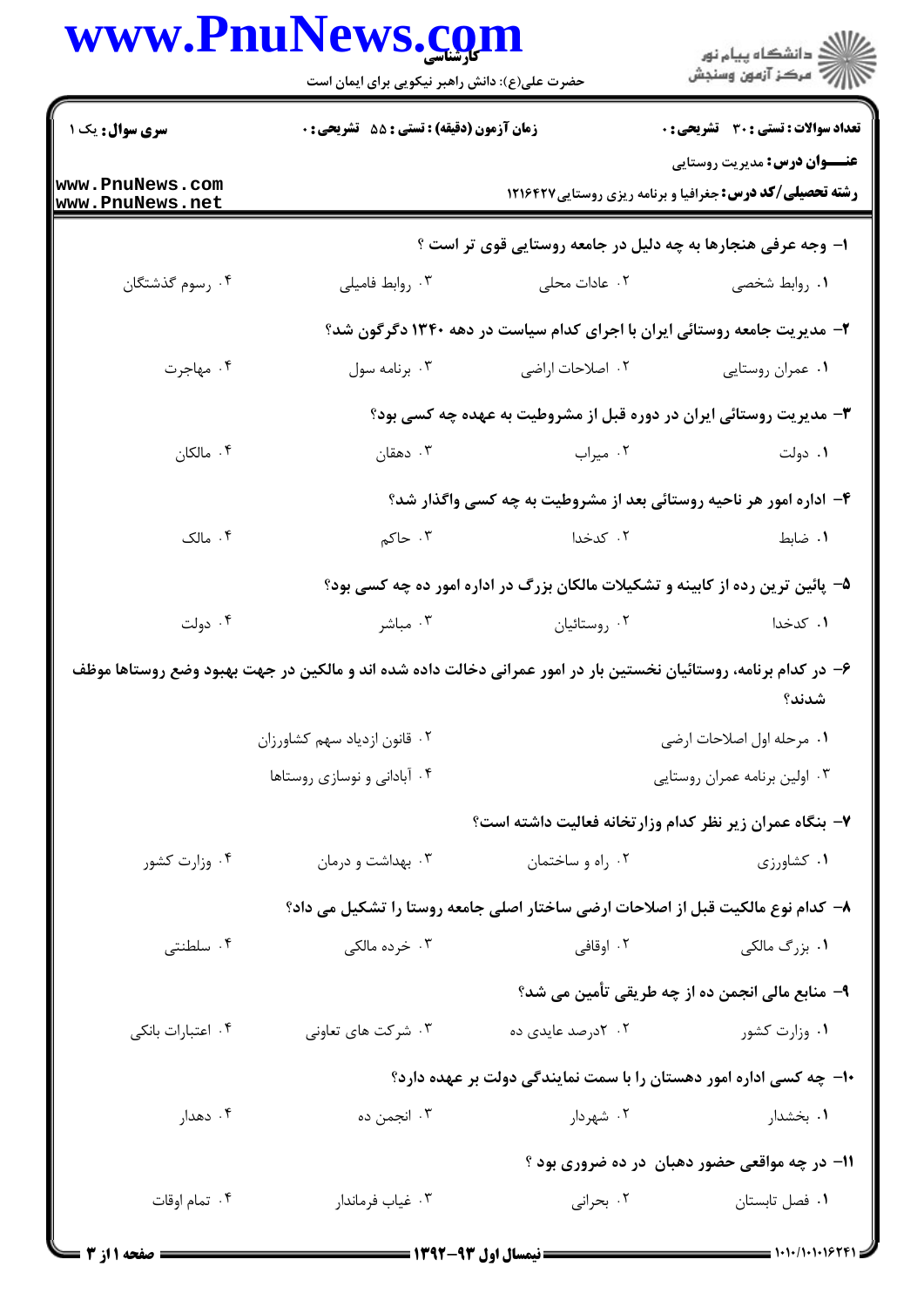**سری سوال:** یک ۱

**زمان آزمون (دقیقه) : تستی : ۵۵ تشریحی : ۰**

**تعداد سوالات : تستی : ۳۰ تشریحی : ۰**

**عنـــوان درس:** مدیریت روستایی

**رشته تحصیلی/کد درس:** جغرافیا و برنامه ریزی روستایی ۱۲۱۶۴۲۷

۱- وجه عرفی هنجارها به چه دلیل در جامعه روستایی قوی تر است ؟

۱. روابط شخصی
۲. عادات محلی
۳. روابط فامیلی
۴. رسوم گذشتگان

۲- مدیریت جامعه روستائی ایران با اجرای کدام سیاست در دهه ۱۳۴۰ دگرگون شد؟

۱. عمران روستایی
۲. اصلاحات اراضی
۳. برنامه سول
۴. مهاجرت

۳- مدیریت روستائی ایران در دوره قبل از مشروطیت به عهده چه کسی بود؟

۱. دولت
۲. میراب
۳. دهقان
۴. مالکان

۴- اداره امور هر ناحیه روستائی بعد از مشروطیت به چه کسی واگذار شد؟

۱. ضابط
۲. کدخدا
۳. حاکم
۴. مالک

۵- پائین ترین رده از کابینه و تشکیلات مالکان بزرگ در اداره امور ده چه کسی بود؟

۱. کدخدا
۲. روستائیان
۳. مباشر
۴. دولت

۶- در کدام برنامه، روستائیان نخستین بار در امور عمرانی دخالت داده شده اند و مالکین در جهت بهبود وضع روستاها موظف شدند؟

۱. مرحله اول اصلاحات ارضی
۲. قانون ازدیاد سهم کشاورزان
۳. اولین برنامه عمران روستایی
۴. آبادانی و نوسازی روستاها

۷- بنگاه عمران زیر نظر کدام وزارتخانه فعالیت داشته است؟

۱. کشاورزی
۲. راه و ساختمان
۳. بهداشت و درمان
۴. وزارت کشور

۸- کدام نوع مالکیت قبل از اصلاحات ارضی ساختار اصلی جامعه روستا را تشکیل می داد؟

۱. بزرگ مالکی
۲. اوقافی
۳. خرده مالکی
۴. سلطنتی

۹- منابع مالی انجمن ده از چه طریقی تأمین می شد؟

۱. وزارت کشور
۲. ۲درصد عایدی ده
۳. شرکت های تعاونی
۴. اعتبارات بانکی

۱۰- چه کسی اداره امور دهستان را با سمت نمایندگی دولت بر عهده دارد؟

۱. بخشدار
۲. شهردار
۳. انجمن ده
۴. دهدار

۱۱- در چه مواقعی حضور دهبان در ده ضروری بود ؟

۱. فصل تابستان
۲. بحرانی
۳. غیاب فرماندار
۴. تمام اوقات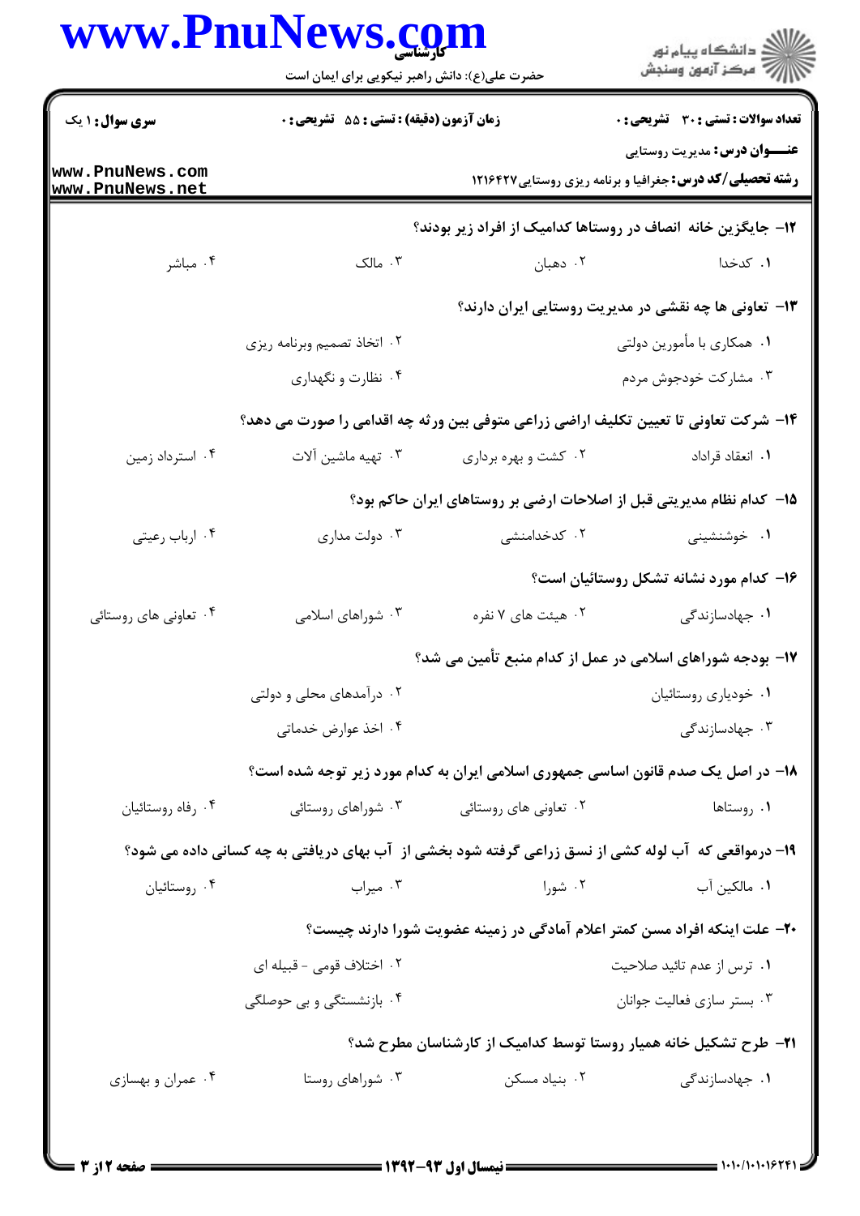**سری سؤال:** ۱ یک

**زمان آزمون (دقیقه) : تستی : ۵۵ تشریحی : ۰**

**تعداد سوالات : تستی : ۳۰ تشریحی : ۰**

**عنـــوان درس:** مدیریت روستایی

**رشته تحصیلی/کد درس:** جغرافیا و برنامه ریزی روستایی ۱۲۱۶۴۲۷

۱۲- جایگزین خانه انصاف در روستاها کدامیک از افراد زیر بودند؟

۱. کدخدا ۲. دهبان ۳. مالک ۴. مباشر

۱۳- تعاونی ها چه نقشی در مدیریت روستایی ایران دارند؟

۱. همکاری با مأمورین دولتی ۲. اتخاذ تصمیم وبرنامه ریزی

۳. مشارکت خودجوش مردم ۴. نظارت و نگهداری

۱۴- شرکت تعاونی تا تعیین تکلیف اراضی زراعی متوفی بین ورثه چه اقدامی را صورت می دهد؟

۱. انعقاد قراداد ۲. کشت و بهره برداری ۳. تهیه ماشین آلات ۴. استرداد زمین

۱۵- کدام نظام مدیریتی قبل از اصلاحات ارضی بر روستاهای ایران حاکم بود؟

۱. خوشنشینی ۲. کدخدامنشی ۳. دولت مداری ۴. ارباب رعیتی

۱۶- کدام مورد نشانه تشکل روستائیان است؟

۱. جهادسازندگی ۲. هیئت های ۷ نفره ۳. شوراهای اسلامی ۴. تعاونی های روستائی

۱۷- بودجه شوراهای اسلامی در عمل از کدام منبع تأمین می شد؟

۱. خودیاری روستائیان ۲. درآمدهای محلی و دولتی

۳. جهادسازندگی ۴. اخذ عوارض خدماتی

۱۸- در اصل یک صدم قانون اساسی جمهوری اسلامی ایران به کدام مورد زیر توجه شده است؟

۱. روستاها ۲. تعاونی های روستائی ۳. شوراهای روستائی ۴. رفاه روستائیان

۱۹- درمواقعی که آب لوله کشی از نسق زراعی گرفته شود بخشی از آب بهای دریافتی به چه کسانی داده می شود؟

۱. مالکین آب ۲. شورا ۳. میراب ۴. روستائیان

۲۰- علت اینکه افراد مسن کمتر اعلام آمادگی در زمینه عضویت شورا دارند چیست؟

۱. ترس از عدم تائید صلاحیت ۲. اختلاف قومی - قبیله ای

۳. بستر سازی فعالیت جوانان ۴. بازنشستگی و بی حوصلگی

۲۱- طرح تشکیل خانه همیار روستا توسط کدامیک از کارشناسان مطرح شد؟

۱. جهادسازندگی ۲. بنیاد مسکن ۳. شوراهای روستا ۴. عمران و بهسازی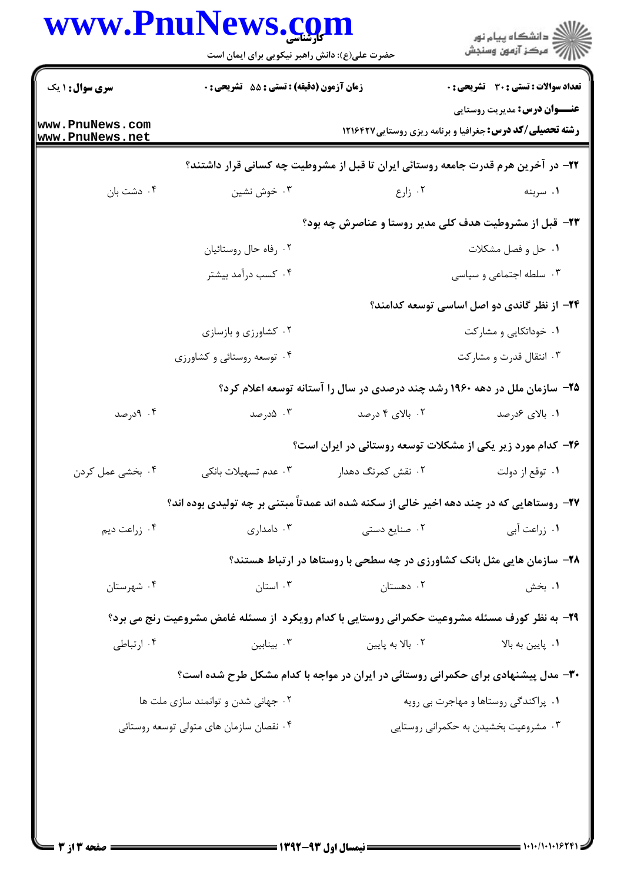**سری سوال:** ۱ یک | **زمان آزمون (دقیقه) : تستی :** ۵۵ **تشریحی :** ۰ | **تعداد سوالات : تستی :** ۳۰ **تشریحی :** ۰

**عنـــوان درس:** مدیریت روستایی

**رشته تحصیلی/کد درس:** جغرافیا و برنامه ریزی روستایی۱۲۱۶۴۲۷

۲۲- در آخرین هرم قدرت جامعه روستائی ایران تا قبل از مشروطیت چه کسانی قرار داشتند؟

۱. سربنه ۲. زارع ۳. خوش نشین ۴. دشت بان

۲۳- قبل از مشروطیت هدف کلی مدیر روستا و عناصرش چه بود؟

۱. حل و فصل مشکلات ۲. رفاه حال روستائیان
۳. سلطه اجتماعی و سیاسی ۴. کسب درآمد بیشتر

۲۴- از نظر گاندی دو اصل اساسی توسعه کدامند؟

۱. خوداتکایی و مشارکت ۲. کشاورزی و بازسازی
۳. انتقال قدرت و مشارکت ۴. توسعه روستائی و کشاورزی

۲۵- سازمان ملل در دهه ۱۹۶۰ رشد چند درصدی در سال را آستانه توسعه اعلام کرد؟

۱. بالای ۶درصد ۲. بالای ۴ درصد ۳. ۵درصد ۴. ۹درصد

۲۶- کدام مورد زیر یکی از مشکلات توسعه روستائی در ایران است؟

۱. توقع از دولت ۲. نقش کمرنگ دهدار ۳. عدم تسهیلات بانکی ۴. بخشی عمل کردن

۲۷- روستاهایی که در چند دهه اخیر خالی از سکنه شده اند عمدتاً مبتنی بر چه تولیدی بوده اند؟

۱. زراعت آبی ۲. صنایع دستی ۳. دامداری ۴. زراعت دیم

۲۸- سازمان هایی مثل بانک کشاورزی در چه سطحی با روستاها در ارتباط هستند؟

۱. بخش ۲. دهستان ۳. استان ۴. شهرستان

۲۹- به نظر کورف مسئله مشروعیت حکمرانی روستایی با کدام رویکرد از مسئله غامض مشروعیت رنج می برد؟

۱. پایین به بالا ۲. بالا به پایین ۳. بینابین ۴. ارتباطی

۳۰- مدل پیشنهادی برای حکمرانی روستائی در ایران در مواجه با کدام مشکل طرح شده است؟

۱. پراکندگی روستاها و مهاجرت بی رویه ۲. جهانی شدن و توانمند سازی ملت ها
۳. مشروعیت بخشیدن به حکمرانی روستایی ۴. نقصان سازمان های متولی توسعه روستائی